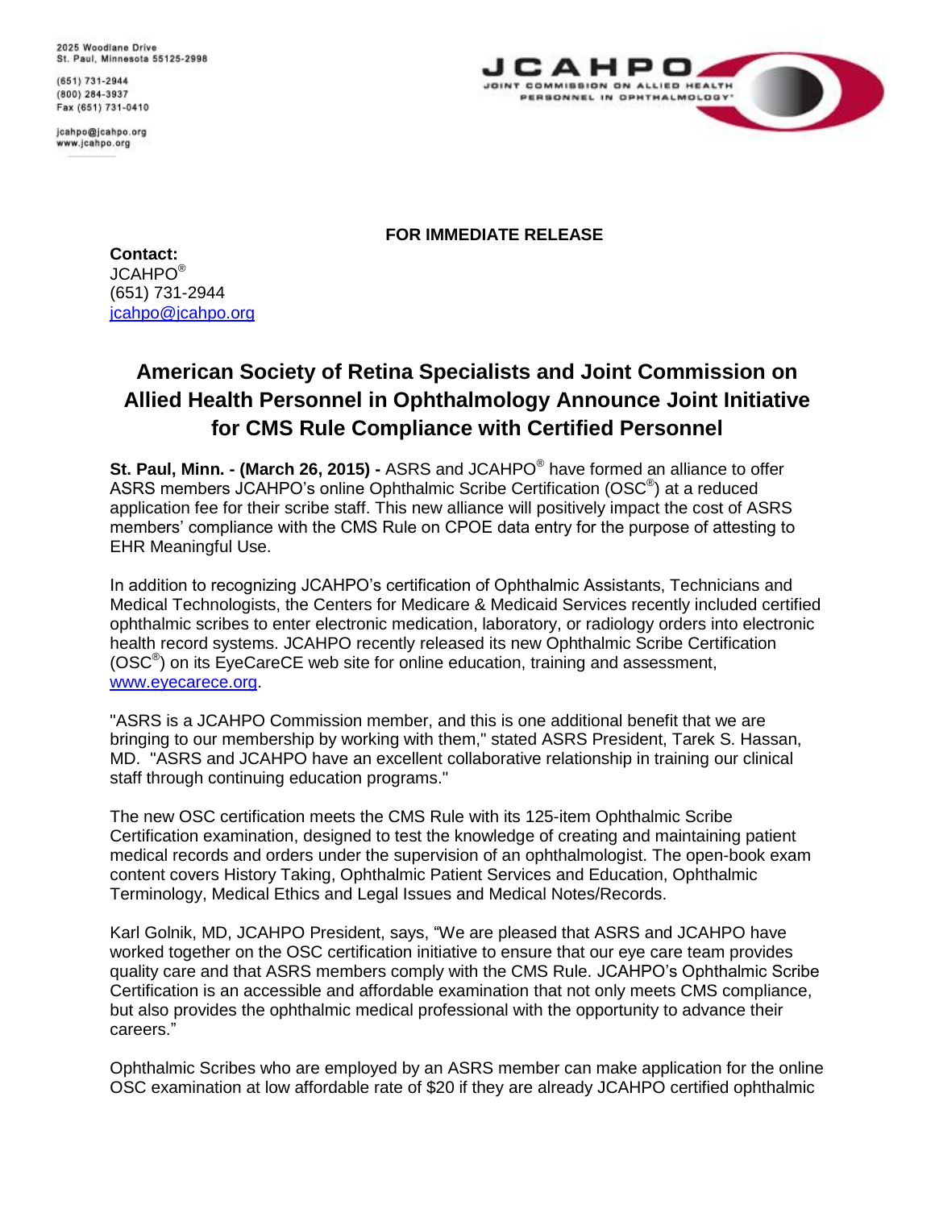2025 Woodlane Drive
St. Paul, Minnesota 55125-2998

(651) 731-2944
(800) 284-3937
Fax (651) 731-0410

jcahpo@jcahpo.org
www.jcahpo.org

JCAHPO
JOINT COMMISSION ON ALLIED HEALTH PERSONNEL IN OPHTHALMOLOGY®

**FOR IMMEDIATE RELEASE**

**Contact:**
JCAHPO®
(651) 731-2944
jcahpo@jcahpo.org

## American Society of Retina Specialists and Joint Commission on Allied Health Personnel in Ophthalmology Announce Joint Initiative for CMS Rule Compliance with Certified Personnel

**St. Paul, Minn. - (March 26, 2015) -** ASRS and JCAHPO® have formed an alliance to offer ASRS members JCAHPO's online Ophthalmic Scribe Certification (OSC®) at a reduced application fee for their scribe staff. This new alliance will positively impact the cost of ASRS members' compliance with the CMS Rule on CPOE data entry for the purpose of attesting to EHR Meaningful Use.

In addition to recognizing JCAHPO's certification of Ophthalmic Assistants, Technicians and Medical Technologists, the Centers for Medicare & Medicaid Services recently included certified ophthalmic scribes to enter electronic medication, laboratory, or radiology orders into electronic health record systems. JCAHPO recently released its new Ophthalmic Scribe Certification (OSC®) on its EyeCareCE web site for online education, training and assessment, www.eyecarece.org.

"ASRS is a JCAHPO Commission member, and this is one additional benefit that we are bringing to our membership by working with them," stated ASRS President, Tarek S. Hassan, MD. "ASRS and JCAHPO have an excellent collaborative relationship in training our clinical staff through continuing education programs."

The new OSC certification meets the CMS Rule with its 125-item Ophthalmic Scribe Certification examination, designed to test the knowledge of creating and maintaining patient medical records and orders under the supervision of an ophthalmologist. The open-book exam content covers History Taking, Ophthalmic Patient Services and Education, Ophthalmic Terminology, Medical Ethics and Legal Issues and Medical Notes/Records.

Karl Golnik, MD, JCAHPO President, says, "We are pleased that ASRS and JCAHPO have worked together on the OSC certification initiative to ensure that our eye care team provides quality care and that ASRS members comply with the CMS Rule. JCAHPO's Ophthalmic Scribe Certification is an accessible and affordable examination that not only meets CMS compliance, but also provides the ophthalmic medical professional with the opportunity to advance their careers."

Ophthalmic Scribes who are employed by an ASRS member can make application for the online OSC examination at low affordable rate of $20 if they are already JCAHPO certified ophthalmic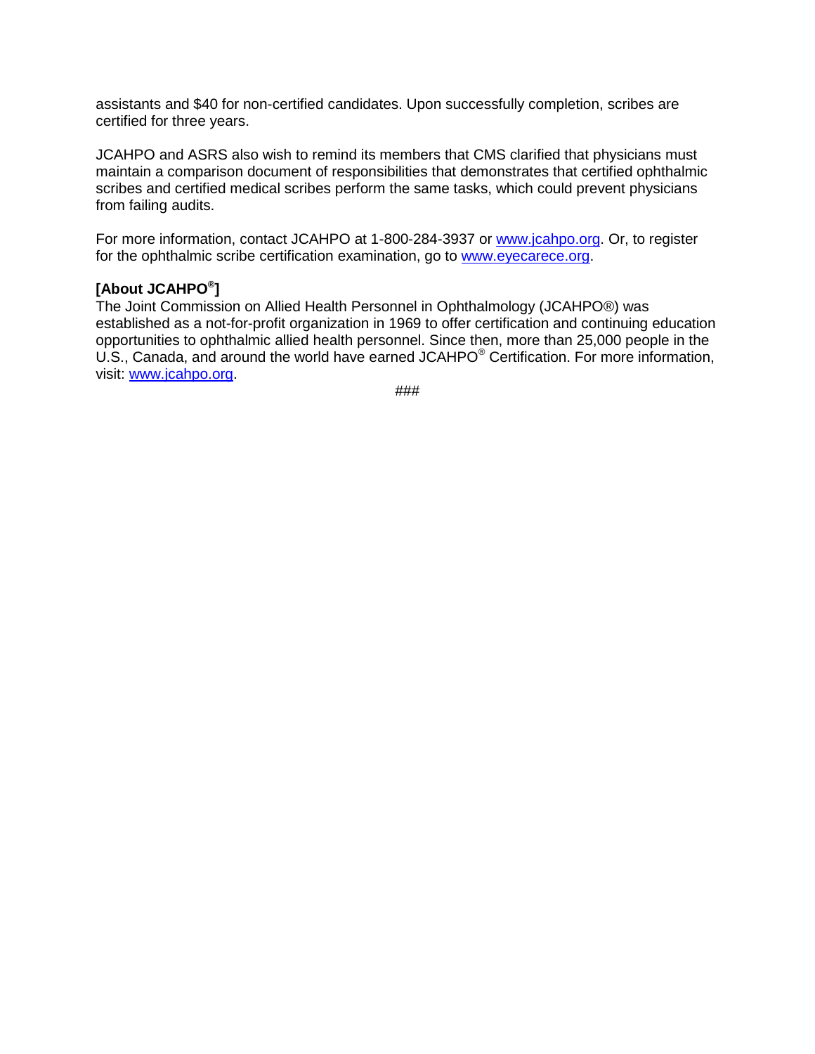assistants and $40 for non-certified candidates. Upon successfully completion, scribes are certified for three years.

JCAHPO and ASRS also wish to remind its members that CMS clarified that physicians must maintain a comparison document of responsibilities that demonstrates that certified ophthalmic scribes and certified medical scribes perform the same tasks, which could prevent physicians from failing audits.

For more information, contact JCAHPO at 1-800-284-3937 or www.jcahpo.org. Or, to register for the ophthalmic scribe certification examination, go to www.eyecarece.org.

**[About JCAHPO®]**

The Joint Commission on Allied Health Personnel in Ophthalmology (JCAHPO®) was established as a not-for-profit organization in 1969 to offer certification and continuing education opportunities to ophthalmic allied health personnel. Since then, more than 25,000 people in the U.S., Canada, and around the world have earned JCAHPO® Certification. For more information, visit: www.jcahpo.org.

###